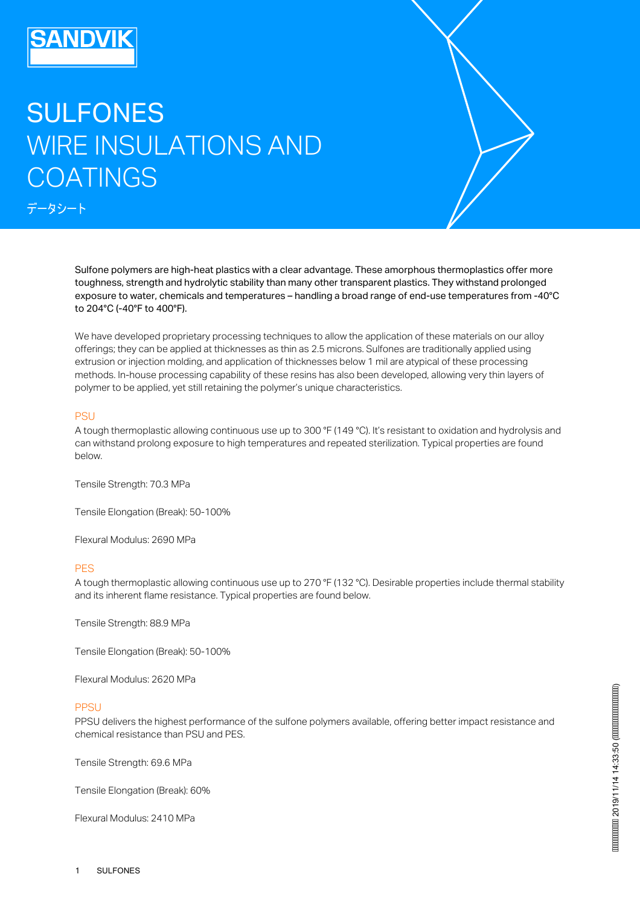# SULFONES WIRE INSULATIONS AND COATINGS

データシート

Sulfone polymers are high-heat plastics with a clear advantage. These amorphous thermoplastics offer more toughness, strength and hydrolytic stability than many other transparent plastics. They withstand prolonged exposure to water, chemicals and temperatures – handling a broad range of end-use temperatures from -40°C to 204°C (-40°F to 400°F).

We have developed proprietary processing techniques to allow the application of these materials on our alloy offerings; they can be applied at thicknesses as thin as 2.5 microns. Sulfones are traditionally applied using extrusion or injection molding, and application of thicknesses below 1 mil are atypical of these processing methods. In-house processing capability of these resins has also been developed, allowing very thin layers of polymer to be applied, yet still retaining the polymer's unique characteristics.

## PSU

A tough thermoplastic allowing continuous use up to 300 °F (149 °C). It's resistant to oxidation and hydrolysis and can withstand prolong exposure to high temperatures and repeated sterilization. Typical properties are found below.

Tensile Strength: 70.3 MPa

Tensile Elongation (Break): 50-100%

Flexural Modulus: 2690 MPa

## PES

A tough thermoplastic allowing continuous use up to 270 °F (132 °C). Desirable properties include thermal stability and its inherent flame resistance. Typical properties are found below.

Tensile Strength: 88.9 MPa

Tensile Elongation (Break): 50-100%

Flexural Modulus: 2620 MPa

## PPSU

PPSU delivers the highest performance of the sulfone polymers available, offering better impact resistance and chemical resistance than PSU and PES.

Tensile Strength: 69.6 MPa

Tensile Elongation (Break): 60%

Flexural Modulus: 2410 MPa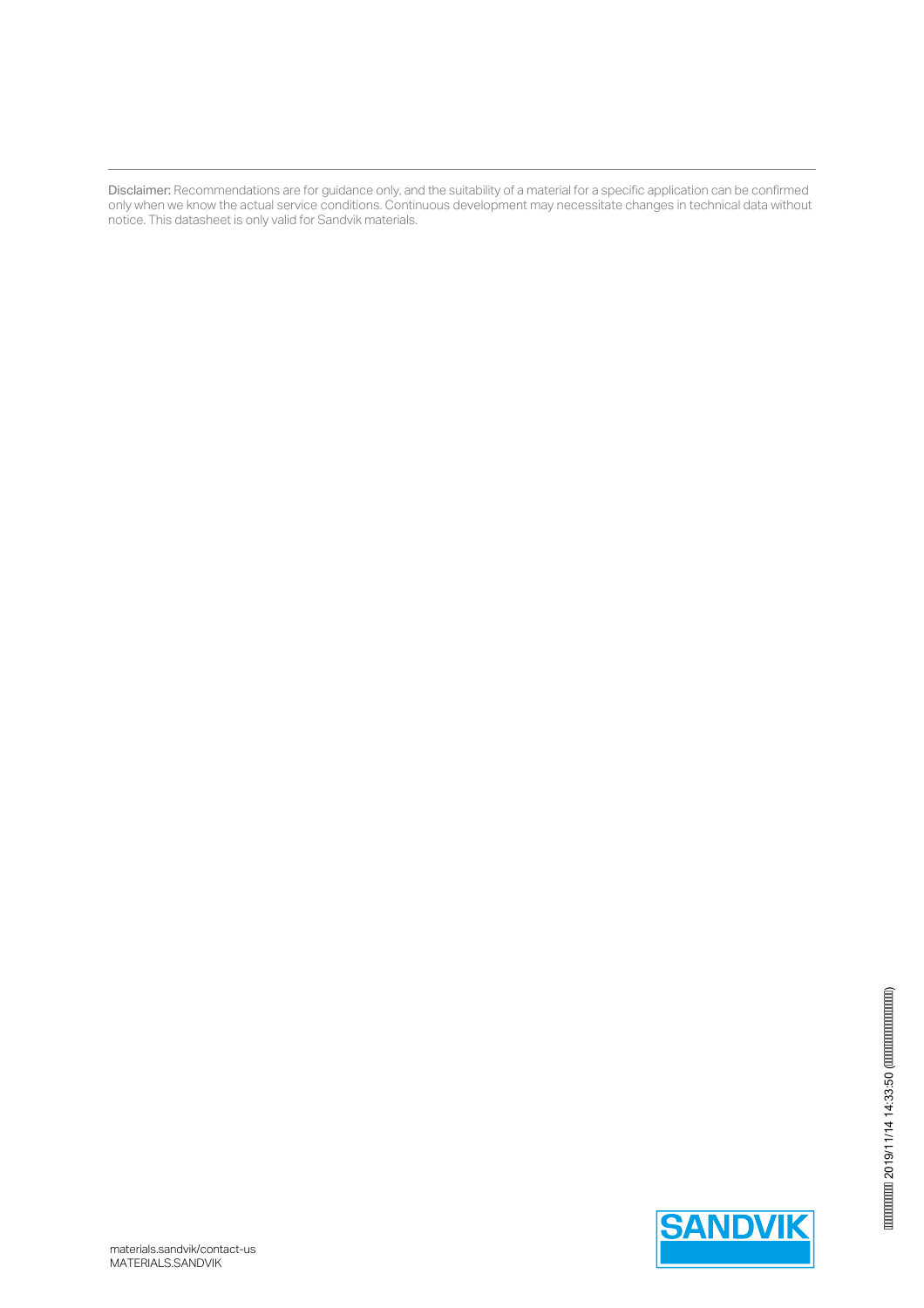**Disclaimer:** Recommendations are for guidance only, and the suitability of a material for a specific application can be confirmed only when we know the actual service conditions. Continuous development may necessitate changes in technical data without notice. This datasheet is only valid for Sandvik materials.

materials.sandvik/contact-us
MATERIALS.SANDVIK

SANDVIK